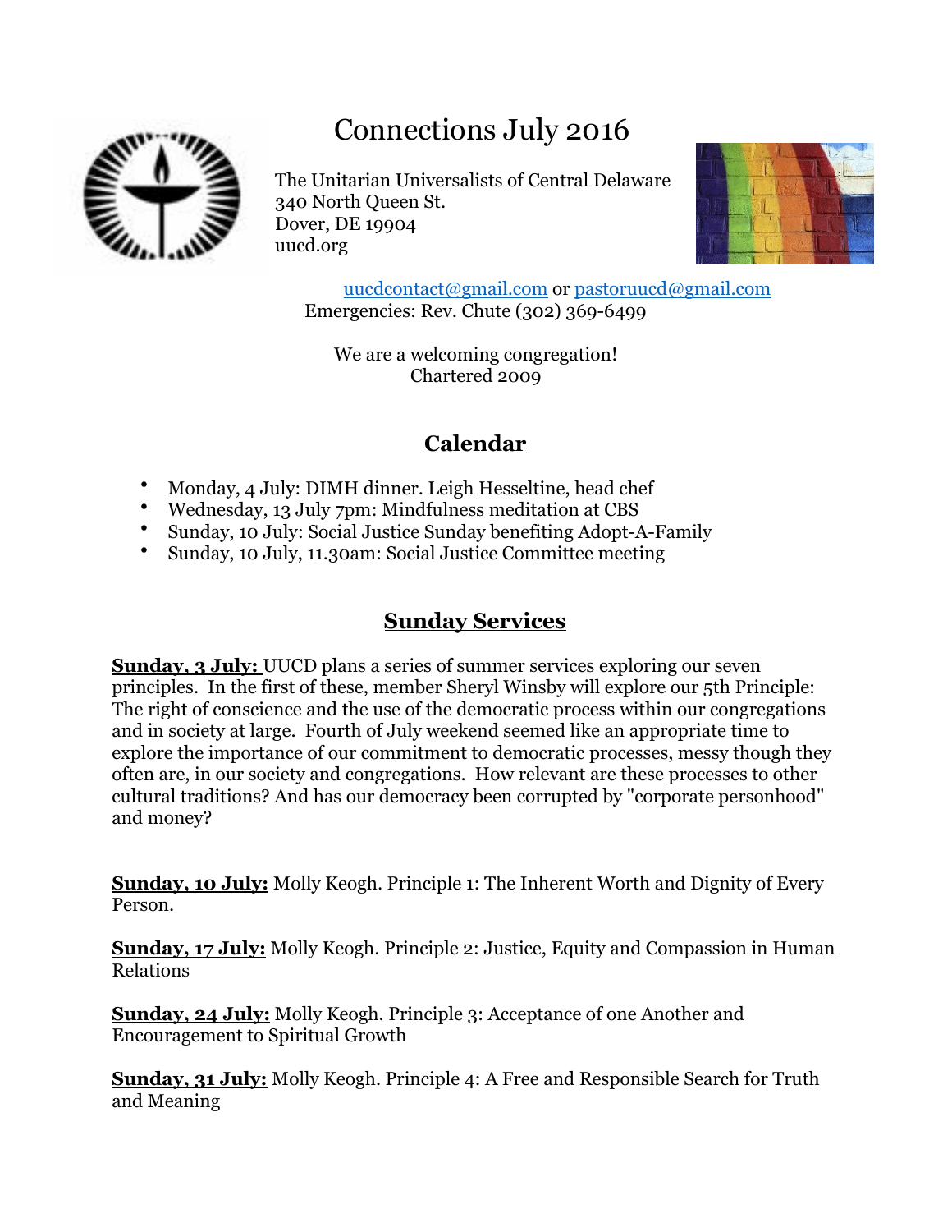# Connections July 2016

The Unitarian Universalists of Central Delaware
340 North Queen St.
Dover, DE 19904
uucd.org

uucdcontact@gmail.com or pastoruucd@gmail.com
Emergencies: Rev. Chute (302) 369-6499

We are a welcoming congregation!
Chartered 2009

## Calendar

- Monday, 4 July: DIMH dinner. Leigh Hesseltine, head chef
- Wednesday, 13 July 7pm: Mindfulness meditation at CBS
- Sunday, 10 July: Social Justice Sunday benefiting Adopt-A-Family
- Sunday, 10 July, 11.30am: Social Justice Committee meeting

## Sunday Services

**Sunday, 3 July:** UUCD plans a series of summer services exploring our seven principles. In the first of these, member Sheryl Winsby will explore our 5th Principle: The right of conscience and the use of the democratic process within our congregations and in society at large. Fourth of July weekend seemed like an appropriate time to explore the importance of our commitment to democratic processes, messy though they often are, in our society and congregations. How relevant are these processes to other cultural traditions? And has our democracy been corrupted by "corporate personhood" and money?

**Sunday, 10 July:** Molly Keogh. Principle 1: The Inherent Worth and Dignity of Every Person.

**Sunday, 17 July:** Molly Keogh. Principle 2: Justice, Equity and Compassion in Human Relations

**Sunday, 24 July:** Molly Keogh. Principle 3: Acceptance of one Another and Encouragement to Spiritual Growth

**Sunday, 31 July:** Molly Keogh. Principle 4: A Free and Responsible Search for Truth and Meaning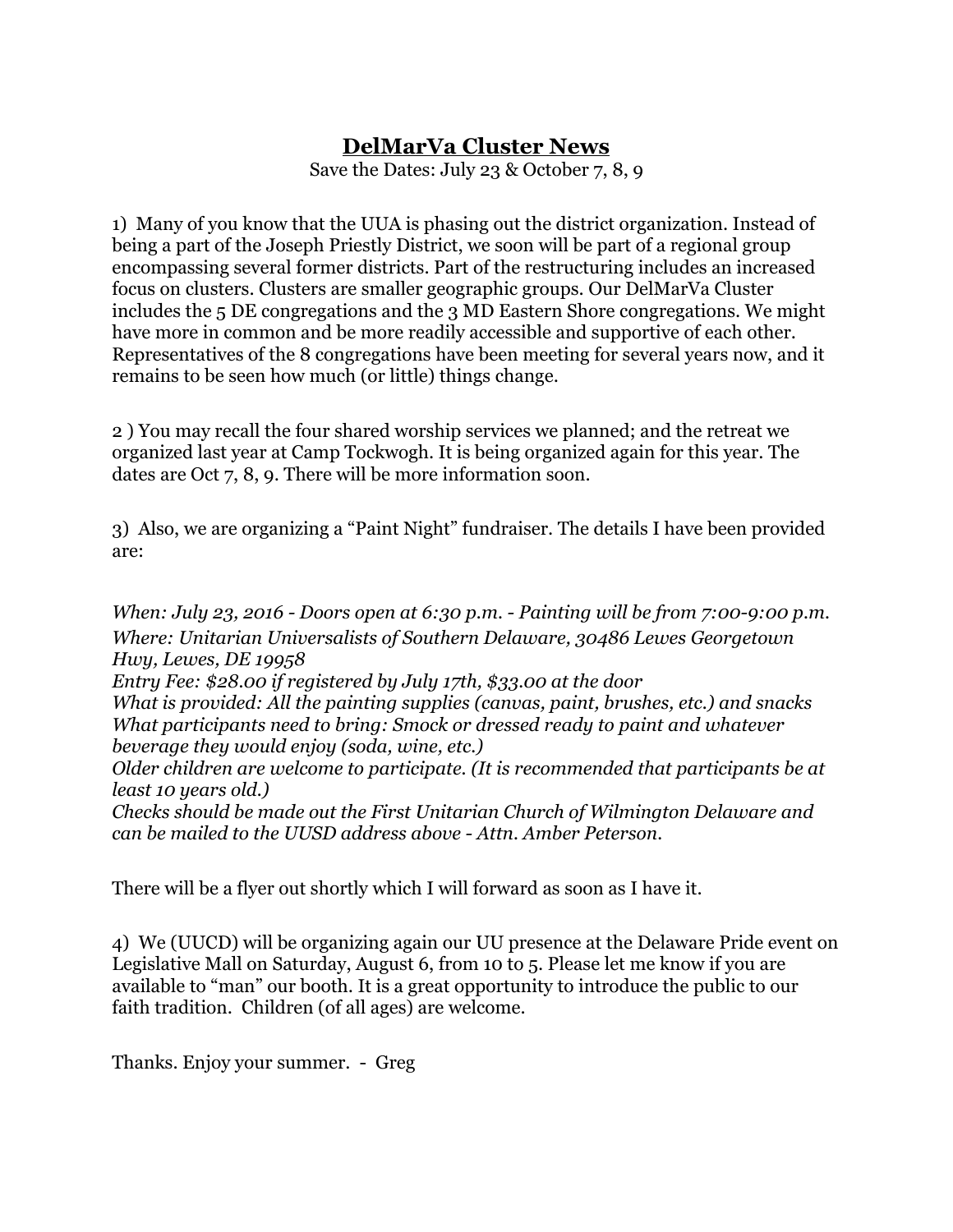# **DelMarVa Cluster News**

Save the Dates: July 23 & October 7, 8, 9

1) Many of you know that the UUA is phasing out the district organization. Instead of being a part of the Joseph Priestly District, we soon will be part of a regional group encompassing several former districts. Part of the restructuring includes an increased focus on clusters. Clusters are smaller geographic groups. Our DelMarVa Cluster includes the 5 DE congregations and the 3 MD Eastern Shore congregations. We might have more in common and be more readily accessible and supportive of each other. Representatives of the 8 congregations have been meeting for several years now, and it remains to be seen how much (or little) things change.

2 ) You may recall the four shared worship services we planned; and the retreat we organized last year at Camp Tockwogh. It is being organized again for this year. The dates are Oct 7, 8, 9. There will be more information soon.

3) Also, we are organizing a "Paint Night" fundraiser. The details I have been provided are:

*When: July 23, 2016 - Doors open at 6:30 p.m. - Painting will be from 7:00-9:00 p.m.*
*Where: Unitarian Universalists of Southern Delaware, 30486 Lewes Georgetown Hwy, Lewes, DE 19958*
*Entry Fee: $28.00 if registered by July 17th, $33.00 at the door*
*What is provided: All the painting supplies (canvas, paint, brushes, etc.) and snacks*
*What participants need to bring: Smock or dressed ready to paint and whatever beverage they would enjoy (soda, wine, etc.)*
*Older children are welcome to participate. (It is recommended that participants be at least 10 years old.)*
*Checks should be made out the First Unitarian Church of Wilmington Delaware and can be mailed to the UUSD address above - Attn. Amber Peterson.*

There will be a flyer out shortly which I will forward as soon as I have it.

4) We (UUCD) will be organizing again our UU presence at the Delaware Pride event on Legislative Mall on Saturday, August 6, from 10 to 5. Please let me know if you are available to "man" our booth. It is a great opportunity to introduce the public to our faith tradition. Children (of all ages) are welcome.

Thanks. Enjoy your summer. - Greg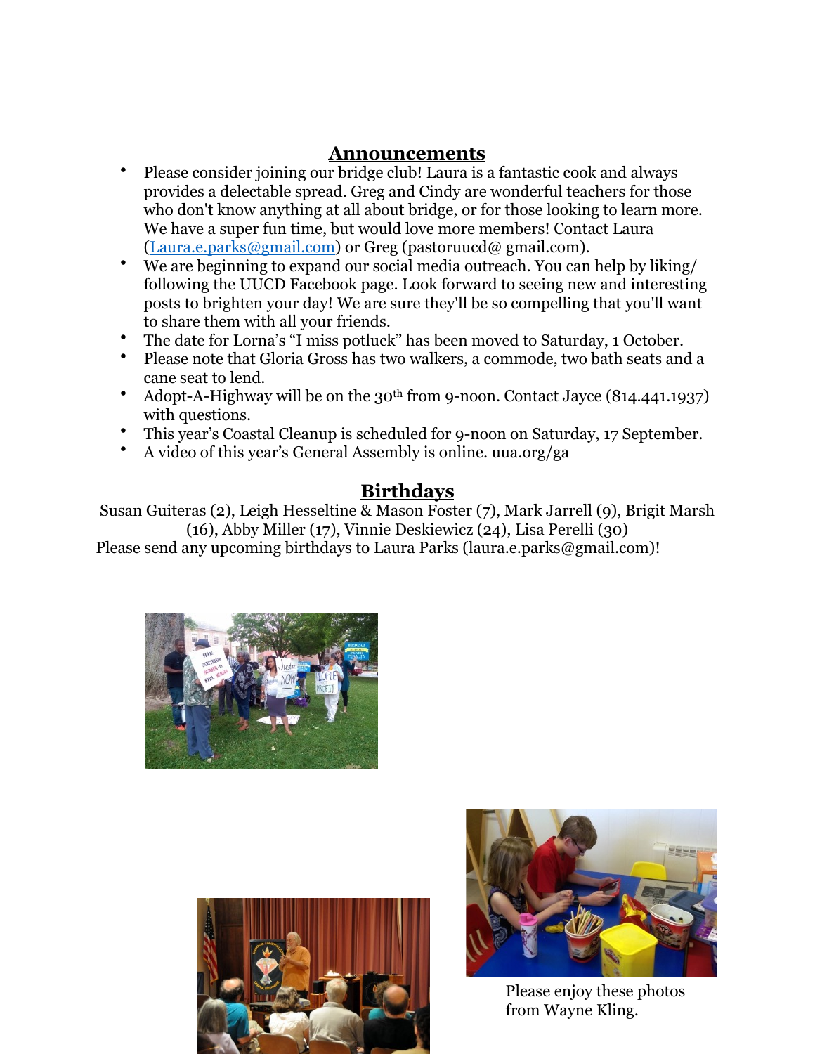## Announcements

- Please consider joining our bridge club! Laura is a fantastic cook and always provides a delectable spread. Greg and Cindy are wonderful teachers for those who don't know anything at all about bridge, or for those looking to learn more. We have a super fun time, but would love more members! Contact Laura (Laura.e.parks@gmail.com) or Greg (pastoruucd@ gmail.com).
- We are beginning to expand our social media outreach. You can help by liking/ following the UUCD Facebook page. Look forward to seeing new and interesting posts to brighten your day! We are sure they'll be so compelling that you'll want to share them with all your friends.
- The date for Lorna's "I miss potluck" has been moved to Saturday, 1 October.
- Please note that Gloria Gross has two walkers, a commode, two bath seats and a cane seat to lend.
- Adopt-A-Highway will be on the 30th from 9-noon. Contact Jayce (814.441.1937) with questions.
- This year's Coastal Cleanup is scheduled for 9-noon on Saturday, 17 September.
- A video of this year's General Assembly is online. uua.org/ga

## Birthdays

Susan Guiteras (2), Leigh Hesseltine & Mason Foster (7), Mark Jarrell (9), Brigit Marsh (16), Abby Miller (17), Vinnie Deskiewicz (24), Lisa Perelli (30)

Please send any upcoming birthdays to Laura Parks (laura.e.parks@gmail.com)!

Please enjoy these photos from Wayne Kling.